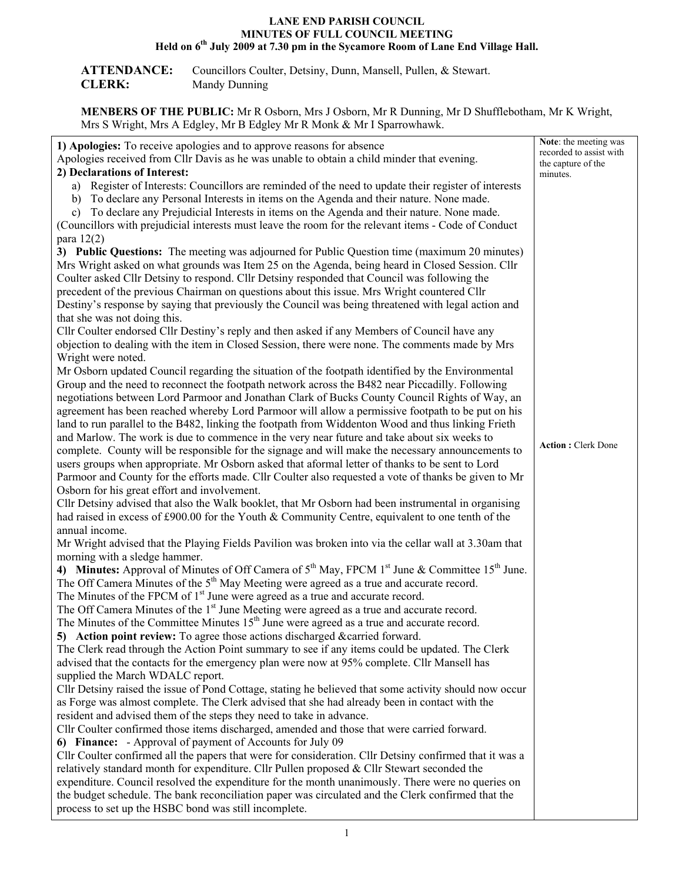# LANE END PARISH COUNCIL
## MINUTES OF FULL COUNCIL MEETING
### Held on 6th July 2009 at 7.30 pm in the Sycamore Room of Lane End Village Hall.

**ATTENDANCE:** Councillors Coulter, Detsiny, Dunn, Mansell, Pullen, & Stewart.
**CLERK:** Mandy Dunning

**MENBERS OF THE PUBLIC:** Mr R Osborn, Mrs J Osborn, Mr R Dunning, Mr D Shufflebotham, Mr K Wright, Mrs S Wright, Mrs A Edgley, Mr B Edgley Mr R Monk & Mr I Sparrowhawk.

*Note: the meeting was recorded to assist with the capture of the minutes.*

**1) Apologies:** To receive apologies and to approve reasons for absence
Apologies received from Cllr Davis as he was unable to obtain a child minder that evening.

**2) Declarations of Interest:**

a) Register of Interests: Councillors are reminded of the need to update their register of interests
b) To declare any Personal Interests in items on the Agenda and their nature. None made.
c) To declare any Prejudicial Interests in items on the Agenda and their nature. None made.

(Councillors with prejudicial interests must leave the room for the relevant items - Code of Conduct para 12(2)

**3) Public Questions:** The meeting was adjourned for Public Question time (maximum 20 minutes)
Mrs Wright asked on what grounds was Item 25 on the Agenda, being heard in Closed Session. Cllr Coulter asked Cllr Detsiny to respond. Cllr Detsiny responded that Council was following the precedent of the previous Chairman on questions about this issue. Mrs Wright countered Cllr Destiny's response by saying that previously the Council was being threatened with legal action and that she was not doing this.
Cllr Coulter endorsed Cllr Destiny's reply and then asked if any Members of Council have any objection to dealing with the item in Closed Session, there were none. The comments made by Mrs Wright were noted.
Mr Osborn updated Council regarding the situation of the footpath identified by the Environmental Group and the need to reconnect the footpath network across the B482 near Piccadilly. Following negotiations between Lord Parmoor and Jonathan Clark of Bucks County Council Rights of Way, an agreement has been reached whereby Lord Parmoor will allow a permissive footpath to be put on his land to run parallel to the B482, linking the footpath from Widdenton Wood and thus linking Frieth and Marlow. The work is due to commence in the very near future and take about six weeks to complete. County will be responsible for the signage and will make the necessary announcements to users groups when appropriate. Mr Osborn asked that aformal letter of thanks to be sent to Lord Parmoor and County for the efforts made. Cllr Coulter also requested a vote of thanks be given to Mr Osborn for his great effort and involvement. **Action :** Clerk Done
Cllr Detsiny advised that also the Walk booklet, that Mr Osborn had been instrumental in organising had raised in excess of £900.00 for the Youth & Community Centre, equivalent to one tenth of the annual income.
Mr Wright advised that the Playing Fields Pavilion was broken into via the cellar wall at 3.30am that morning with a sledge hammer.

**4) Minutes:** Approval of Minutes of Off Camera of 5th May, FPCM 1st June & Committee 15th June.
The Off Camera Minutes of the 5th May Meeting were agreed as a true and accurate record.
The Minutes of the FPCM of 1st June were agreed as a true and accurate record.
The Off Camera Minutes of the 1st June Meeting were agreed as a true and accurate record.
The Minutes of the Committee Minutes 15th June were agreed as a true and accurate record.

**5) Action point review:** To agree those actions discharged &carried forward.
The Clerk read through the Action Point summary to see if any items could be updated. The Clerk advised that the contacts for the emergency plan were now at 95% complete. Cllr Mansell has supplied the March WDALC report.
Cllr Detsiny raised the issue of Pond Cottage, stating he believed that some activity should now occur as Forge was almost complete. The Clerk advised that she had already been in contact with the resident and advised them of the steps they need to take in advance.
Cllr Coulter confirmed those items discharged, amended and those that were carried forward.

**6) Finance:** - Approval of payment of Accounts for July 09
Cllr Coulter confirmed all the papers that were for consideration. Cllr Detsiny confirmed that it was a relatively standard month for expenditure. Cllr Pullen proposed & Cllr Stewart seconded the expenditure. Council resolved the expenditure for the month unanimously. There were no queries on the budget schedule. The bank reconciliation paper was circulated and the Clerk confirmed that the process to set up the HSBC bond was still incomplete.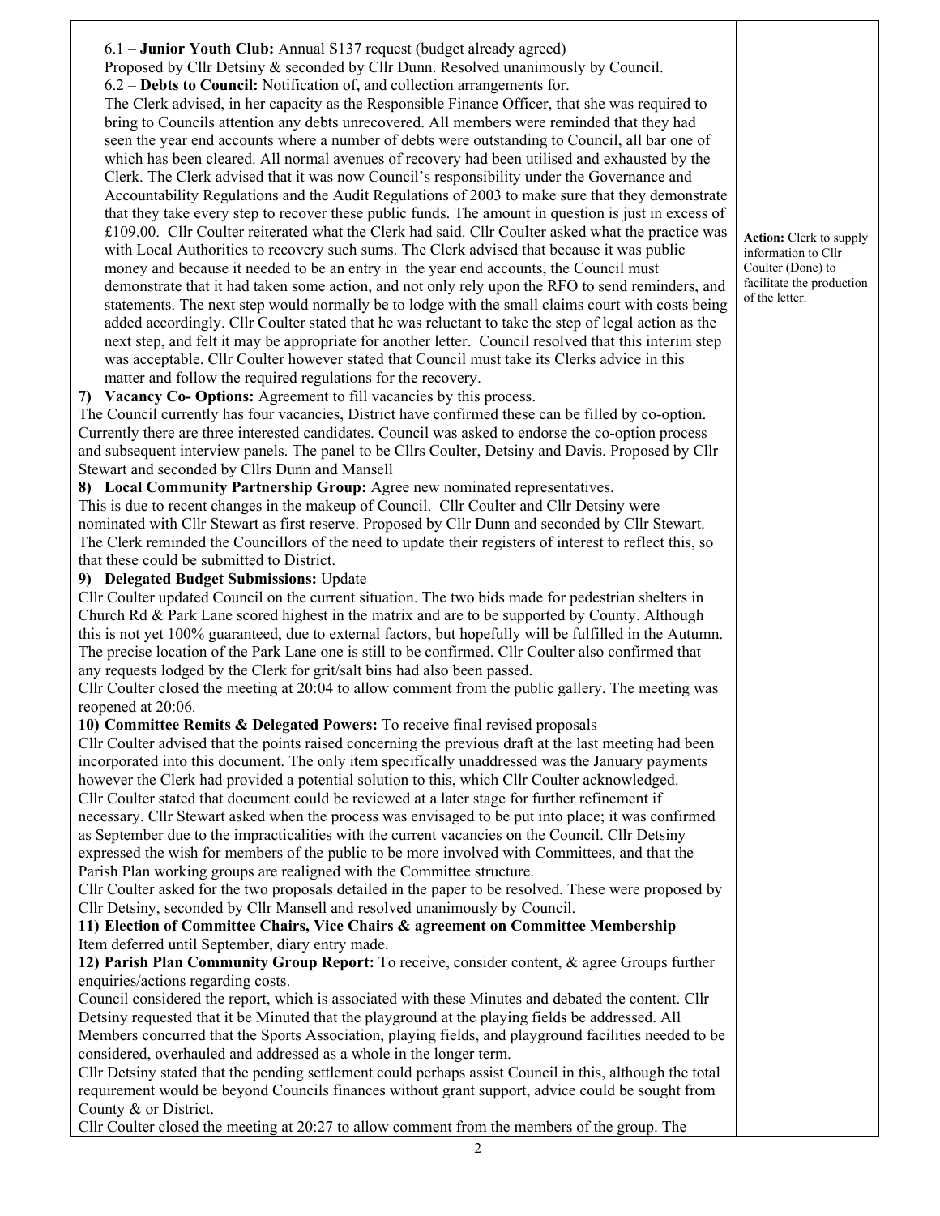6.1 – **Junior Youth Club:** Annual S137 request (budget already agreed)
Proposed by Cllr Detsiny & seconded by Cllr Dunn. Resolved unanimously by Council.

6.2 – **Debts to Council:** Notification of**,** and collection arrangements for.
The Clerk advised, in her capacity as the Responsible Finance Officer, that she was required to bring to Councils attention any debts unrecovered. All members were reminded that they had seen the year end accounts where a number of debts were outstanding to Council, all bar one of which has been cleared. All normal avenues of recovery had been utilised and exhausted by the Clerk. The Clerk advised that it was now Council's responsibility under the Governance and Accountability Regulations and the Audit Regulations of 2003 to make sure that they demonstrate that they take every step to recover these public funds. The amount in question is just in excess of £109.00. Cllr Coulter reiterated what the Clerk had said. Cllr Coulter asked what the practice was with Local Authorities to recovery such sums. The Clerk advised that because it was public money and because it needed to be an entry in the year end accounts, the Council must demonstrate that it had taken some action, and not only rely upon the RFO to send reminders, and statements. The next step would normally be to lodge with the small claims court with costs being added accordingly. Cllr Coulter stated that he was reluctant to take the step of legal action as the next step, and felt it may be appropriate for another letter. Council resolved that this interim step was acceptable. Cllr Coulter however stated that Council must take its Clerks advice in this matter and follow the required regulations for the recovery.

**Action:** Clerk to supply information to Cllr Coulter (Done) to facilitate the production of the letter.

**7) Vacancy Co- Options:** Agreement to fill vacancies by this process.
The Council currently has four vacancies, District have confirmed these can be filled by co-option. Currently there are three interested candidates. Council was asked to endorse the co-option process and subsequent interview panels. The panel to be Cllrs Coulter, Detsiny and Davis. Proposed by Cllr Stewart and seconded by Cllrs Dunn and Mansell

**8) Local Community Partnership Group:** Agree new nominated representatives.
This is due to recent changes in the makeup of Council. Cllr Coulter and Cllr Detsiny were nominated with Cllr Stewart as first reserve. Proposed by Cllr Dunn and seconded by Cllr Stewart. The Clerk reminded the Councillors of the need to update their registers of interest to reflect this, so that these could be submitted to District.

**9) Delegated Budget Submissions:** Update
Cllr Coulter updated Council on the current situation. The two bids made for pedestrian shelters in Church Rd & Park Lane scored highest in the matrix and are to be supported by County. Although this is not yet 100% guaranteed, due to external factors, but hopefully will be fulfilled in the Autumn. The precise location of the Park Lane one is still to be confirmed. Cllr Coulter also confirmed that any requests lodged by the Clerk for grit/salt bins had also been passed.
Cllr Coulter closed the meeting at 20:04 to allow comment from the public gallery. The meeting was reopened at 20:06.

**10) Committee Remits & Delegated Powers:** To receive final revised proposals
Cllr Coulter advised that the points raised concerning the previous draft at the last meeting had been incorporated into this document. The only item specifically unaddressed was the January payments however the Clerk had provided a potential solution to this, which Cllr Coulter acknowledged. Cllr Coulter stated that document could be reviewed at a later stage for further refinement if necessary. Cllr Stewart asked when the process was envisaged to be put into place; it was confirmed as September due to the impracticalities with the current vacancies on the Council. Cllr Detsiny expressed the wish for members of the public to be more involved with Committees, and that the Parish Plan working groups are realigned with the Committee structure.
Cllr Coulter asked for the two proposals detailed in the paper to be resolved. These were proposed by Cllr Detsiny, seconded by Cllr Mansell and resolved unanimously by Council.

**11) Election of Committee Chairs, Vice Chairs & agreement on Committee Membership**
Item deferred until September, diary entry made.

**12) Parish Plan Community Group Report:** To receive, consider content, & agree Groups further enquiries/actions regarding costs.
Council considered the report, which is associated with these Minutes and debated the content. Cllr Detsiny requested that it be Minuted that the playground at the playing fields be addressed. All Members concurred that the Sports Association, playing fields, and playground facilities needed to be considered, overhauled and addressed as a whole in the longer term.
Cllr Detsiny stated that the pending settlement could perhaps assist Council in this, although the total requirement would be beyond Councils finances without grant support, advice could be sought from County & or District.
Cllr Coulter closed the meeting at 20:27 to allow comment from the members of the group. The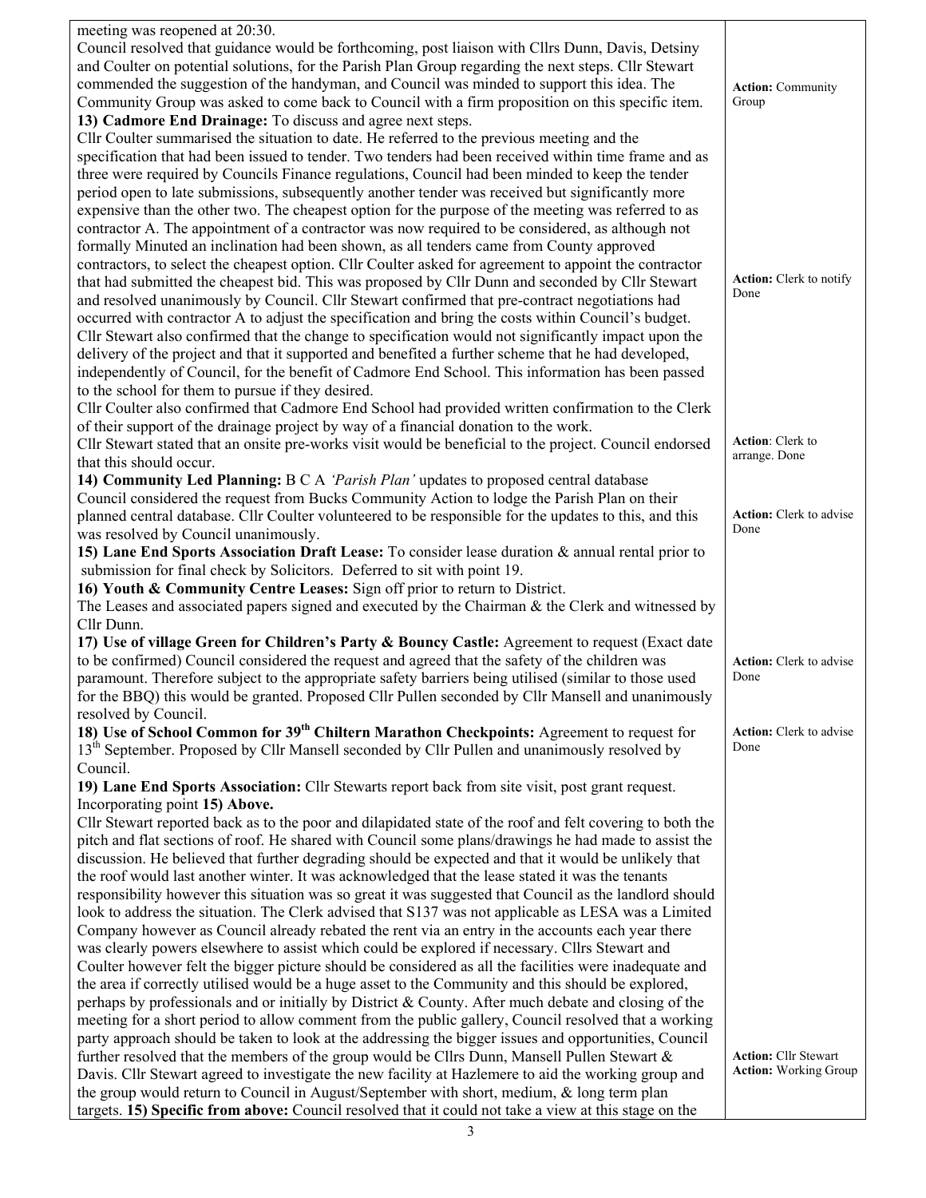| | |
|---|---|
| meeting was reopened at 20:30.<br>Council resolved that guidance would be forthcoming, post liaison with Cllrs Dunn, Davis, Detsiny and Coulter on potential solutions, for the Parish Plan Group regarding the next steps. Cllr Stewart commended the suggestion of the handyman, and Council was minded to support this idea. The Community Group was asked to come back to Council with a firm proposition on this specific item. | **Action:** Community Group |
| **13) Cadmore End Drainage:** To discuss and agree next steps.<br>Cllr Coulter summarised the situation to date. He referred to the previous meeting and the specification that had been issued to tender. Two tenders had been received within time frame and as three were required by Councils Finance regulations, Council had been minded to keep the tender period open to late submissions, subsequently another tender was received but significantly more expensive than the other two. The cheapest option for the purpose of the meeting was referred to as contractor A. The appointment of a contractor was now required to be considered, as although not formally Minuted an inclination had been shown, as all tenders came from County approved contractors, to select the cheapest option. Cllr Coulter asked for agreement to appoint the contractor that had submitted the cheapest bid. This was proposed by Cllr Dunn and seconded by Cllr Stewart and resolved unanimously by Council. Cllr Stewart confirmed that pre-contract negotiations had occurred with contractor A to adjust the specification and bring the costs within Council's budget. Cllr Stewart also confirmed that the change to specification would not significantly impact upon the delivery of the project and that it supported and benefited a further scheme that he had developed, independently of Council, for the benefit of Cadmore End School. This information has been passed to the school for them to pursue if they desired.<br>Cllr Coulter also confirmed that Cadmore End School had provided written confirmation to the Clerk of their support of the drainage project by way of a financial donation to the work. | **Action:** Clerk to notify Done |
| Cllr Stewart stated that an onsite pre-works visit would be beneficial to the project. Council endorsed that this should occur. | **Action**: Clerk to arrange. Done |
| **14) Community Led Planning:** B C A *'Parish Plan'* updates to proposed central database<br>Council considered the request from Bucks Community Action to lodge the Parish Plan on their planned central database. Cllr Coulter volunteered to be responsible for the updates to this, and this was resolved by Council unanimously. | **Action:** Clerk to advise Done |
| **15) Lane End Sports Association Draft Lease:** To consider lease duration & annual rental prior to submission for final check by Solicitors. Deferred to sit with point 19. | |
| **16) Youth & Community Centre Leases:** Sign off prior to return to District.<br>The Leases and associated papers signed and executed by the Chairman & the Clerk and witnessed by Cllr Dunn. | |
| **17) Use of village Green for Children's Party & Bouncy Castle:** Agreement to request (Exact date to be confirmed) Council considered the request and agreed that the safety of the children was paramount. Therefore subject to the appropriate safety barriers being utilised (similar to those used for the BBQ) this would be granted. Proposed Cllr Pullen seconded by Cllr Mansell and unanimously resolved by Council. | **Action:** Clerk to advise Done |
| **18) Use of School Common for 39th Chiltern Marathon Checkpoints:** Agreement to request for 13th September. Proposed by Cllr Mansell seconded by Cllr Pullen and unanimously resolved by Council. | **Action:** Clerk to advise Done |
| **19) Lane End Sports Association:** Cllr Stewarts report back from site visit, post grant request. Incorporating point **15) Above.**<br>Cllr Stewart reported back as to the poor and dilapidated state of the roof and felt covering to both the pitch and flat sections of roof. He shared with Council some plans/drawings he had made to assist the discussion. He believed that further degrading should be expected and that it would be unlikely that the roof would last another winter. It was acknowledged that the lease stated it was the tenants responsibility however this situation was so great it was suggested that Council as the landlord should look to address the situation. The Clerk advised that S137 was not applicable as LESA was a Limited Company however as Council already rebated the rent via an entry in the accounts each year there was clearly powers elsewhere to assist which could be explored if necessary. Cllrs Stewart and Coulter however felt the bigger picture should be considered as all the facilities were inadequate and the area if correctly utilised would be a huge asset to the Community and this should be explored, perhaps by professionals and or initially by District & County. After much debate and closing of the meeting for a short period to allow comment from the public gallery, Council resolved that a working party approach should be taken to look at the addressing the bigger issues and opportunities, Council further resolved that the members of the group would be Cllrs Dunn, Mansell Pullen Stewart & Davis. Cllr Stewart agreed to investigate the new facility at Hazlemere to aid the working group and the group would return to Council in August/September with short, medium, & long term plan targets. **15) Specific from above:** Council resolved that it could not take a view at this stage on the | **Action:** Cllr Stewart<br>**Action:** Working Group |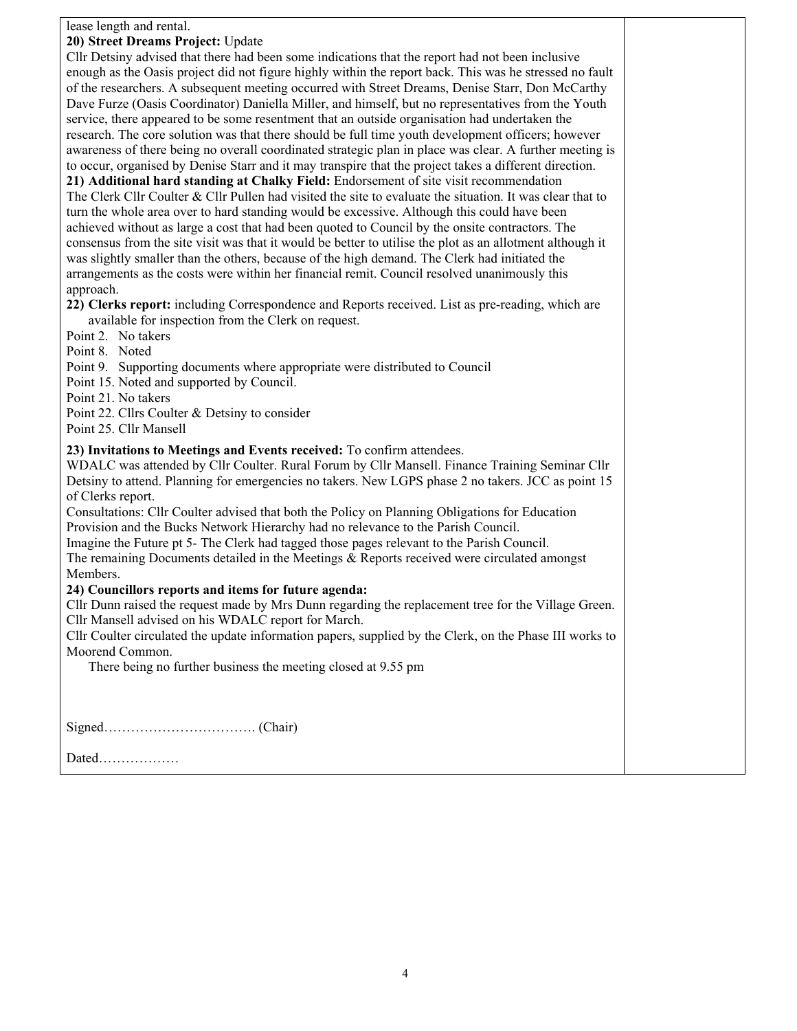lease length and rental.

**20) Street Dreams Project:** Update

Cllr Detsiny advised that there had been some indications that the report had not been inclusive enough as the Oasis project did not figure highly within the report back. This was he stressed no fault of the researchers. A subsequent meeting occurred with Street Dreams, Denise Starr, Don McCarthy Dave Furze (Oasis Coordinator) Daniella Miller, and himself, but no representatives from the Youth service, there appeared to be some resentment that an outside organisation had undertaken the research. The core solution was that there should be full time youth development officers; however awareness of there being no overall coordinated strategic plan in place was clear. A further meeting is to occur, organised by Denise Starr and it may transpire that the project takes a different direction.

**21) Additional hard standing at Chalky Field:** Endorsement of site visit recommendation

The Clerk Cllr Coulter & Cllr Pullen had visited the site to evaluate the situation. It was clear that to turn the whole area over to hard standing would be excessive. Although this could have been achieved without as large a cost that had been quoted to Council by the onsite contractors. The consensus from the site visit was that it would be better to utilise the plot as an allotment although it was slightly smaller than the others, because of the high demand. The Clerk had initiated the arrangements as the costs were within her financial remit. Council resolved unanimously this approach.

**22) Clerks report:** including Correspondence and Reports received. List as pre-reading, which are available for inspection from the Clerk on request.

Point 2. No takers
Point 8. Noted
Point 9. Supporting documents where appropriate were distributed to Council
Point 15. Noted and supported by Council.
Point 21. No takers
Point 22. Cllrs Coulter & Detsiny to consider
Point 25. Cllr Mansell

**23) Invitations to Meetings and Events received:** To confirm attendees.

WDALC was attended by Cllr Coulter. Rural Forum by Cllr Mansell. Finance Training Seminar Cllr Detsiny to attend. Planning for emergencies no takers. New LGPS phase 2 no takers. JCC as point 15 of Clerks report.

Consultations: Cllr Coulter advised that both the Policy on Planning Obligations for Education Provision and the Bucks Network Hierarchy had no relevance to the Parish Council.

Imagine the Future pt 5- The Clerk had tagged those pages relevant to the Parish Council.

The remaining Documents detailed in the Meetings & Reports received were circulated amongst Members.

**24) Councillors reports and items for future agenda:**

Cllr Dunn raised the request made by Mrs Dunn regarding the replacement tree for the Village Green.
Cllr Mansell advised on his WDALC report for March.
Cllr Coulter circulated the update information papers, supplied by the Clerk, on the Phase III works to Moorend Common.

There being no further business the meeting closed at 9.55 pm

Signed……………………………. (Chair)

Dated………………